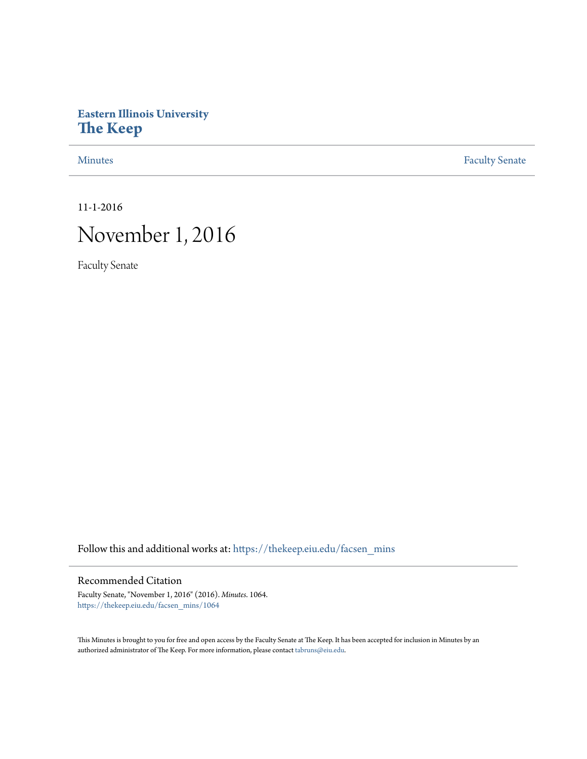**Eastern Illinois University**
# The Keep

Minutes | Faculty Senate

11-1-2016

# November 1, 2016

Faculty Senate

Follow this and additional works at: https://thekeep.eiu.edu/facsen_mins

## Recommended Citation

Faculty Senate, "November 1, 2016" (2016). *Minutes*. 1064.
https://thekeep.eiu.edu/facsen_mins/1064

This Minutes is brought to you for free and open access by the Faculty Senate at The Keep. It has been accepted for inclusion in Minutes by an authorized administrator of The Keep. For more information, please contact tabruns@eiu.edu.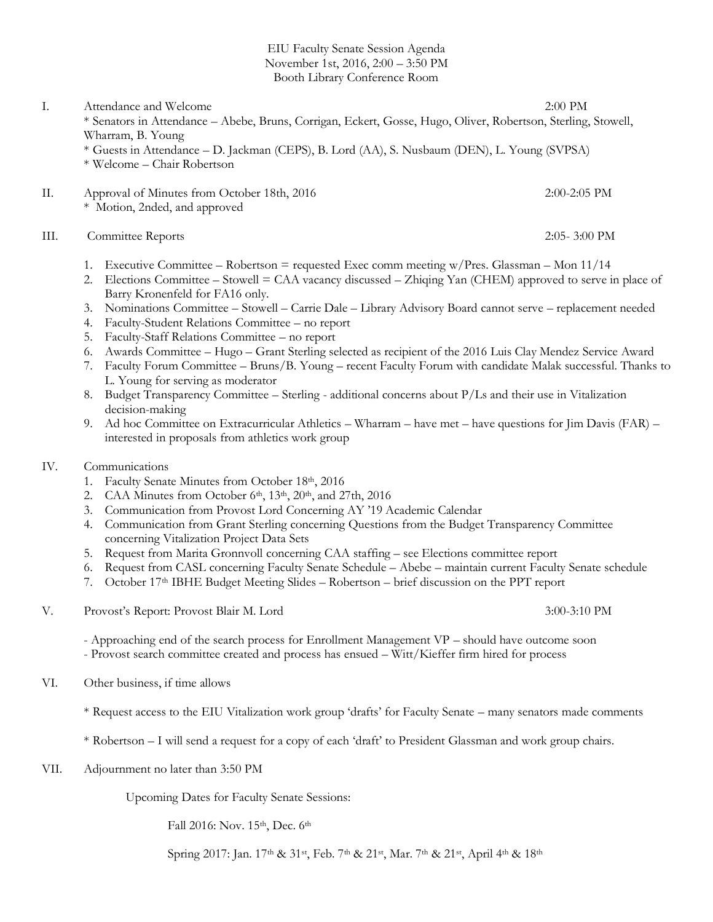EIU Faculty Senate Session Agenda
November 1st, 2016, 2:00 – 3:50 PM
Booth Library Conference Room

I. Attendance and Welcome — 2:00 PM

* Senators in Attendance – Abebe, Bruns, Corrigan, Eckert, Gosse, Hugo, Oliver, Robertson, Sterling, Stowell, Wharram, B. Young
* Guests in Attendance – D. Jackman (CEPS), B. Lord (AA), S. Nusbaum (DEN), L. Young (SVPSA)
* Welcome – Chair Robertson

II. Approval of Minutes from October 18th, 2016 — 2:00-2:05 PM

* Motion, 2nded, and approved

III. Committee Reports — 2:05- 3:00 PM

1. Executive Committee – Robertson = requested Exec comm meeting w/Pres. Glassman – Mon 11/14
2. Elections Committee – Stowell = CAA vacancy discussed – Zhiqing Yan (CHEM) approved to serve in place of Barry Kronenfeld for FA16 only.
3. Nominations Committee – Stowell – Carrie Dale – Library Advisory Board cannot serve – replacement needed
4. Faculty-Student Relations Committee – no report
5. Faculty-Staff Relations Committee – no report
6. Awards Committee – Hugo – Grant Sterling selected as recipient of the 2016 Luis Clay Mendez Service Award
7. Faculty Forum Committee – Bruns/B. Young – recent Faculty Forum with candidate Malak successful. Thanks to L. Young for serving as moderator
8. Budget Transparency Committee – Sterling - additional concerns about P/Ls and their use in Vitalization decision-making
9. Ad hoc Committee on Extracurricular Athletics – Wharram – have met – have questions for Jim Davis (FAR) – interested in proposals from athletics work group

IV. Communications

1. Faculty Senate Minutes from October 18th, 2016
2. CAA Minutes from October 6th, 13th, 20th, and 27th, 2016
3. Communication from Provost Lord Concerning AY '19 Academic Calendar
4. Communication from Grant Sterling concerning Questions from the Budget Transparency Committee concerning Vitalization Project Data Sets
5. Request from Marita Gronnvoll concerning CAA staffing – see Elections committee report
6. Request from CASL concerning Faculty Senate Schedule – Abebe – maintain current Faculty Senate schedule
7. October 17th IBHE Budget Meeting Slides – Robertson – brief discussion on the PPT report

V. Provost's Report: Provost Blair M. Lord — 3:00-3:10 PM

- Approaching end of the search process for Enrollment Management VP – should have outcome soon
- Provost search committee created and process has ensued – Witt/Kieffer firm hired for process

VI. Other business, if time allows

* Request access to the EIU Vitalization work group 'drafts' for Faculty Senate – many senators made comments

* Robertson – I will send a request for a copy of each 'draft' to President Glassman and work group chairs.

VII. Adjournment no later than 3:50 PM

Upcoming Dates for Faculty Senate Sessions:

Fall 2016: Nov. 15th, Dec. 6th

Spring 2017: Jan. 17th & 31st, Feb. 7th & 21st, Mar. 7th & 21st, April 4th & 18th